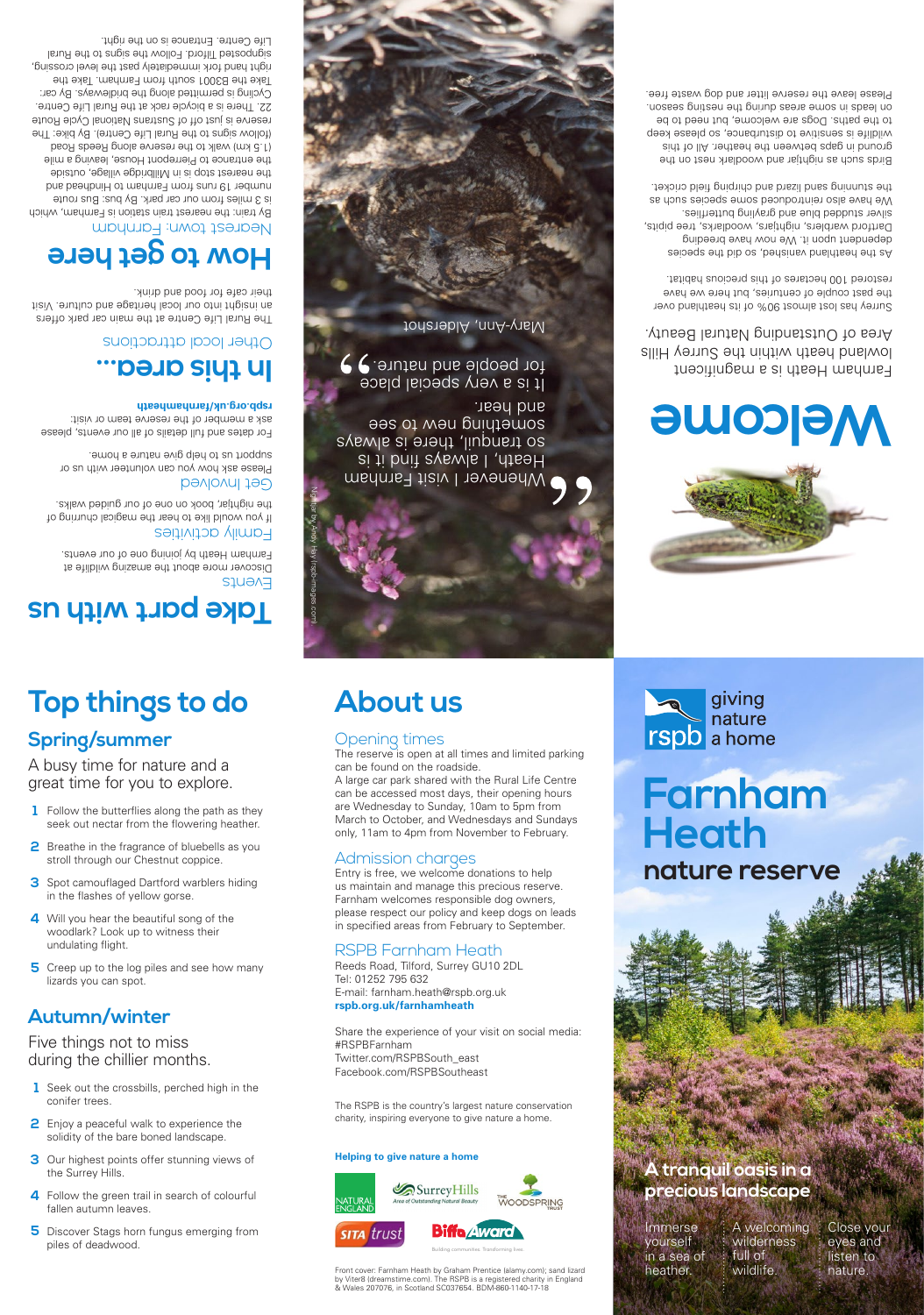# Farnham Heath

## nature reserve

giving nature a home

rspb

### A tranquil oasis in a precious landscape

Immerse yourself in a sea of heather.

A welcoming wilderness full of wildlife.

Close your eyes and listen to nature.

# Welcome

Farnham Heath is a magnificent lowland heath within the Surrey Hills Area of Outstanding Natural Beauty.

Surrey has lost almost 90% of its heathland over the past couple of centuries, but here we have restored 100 hectares of this precious habitat.

As the heathland vanished, so did the species dependent upon it. We now have breeding Dartford warblers, nightjars, woodlarks, tree pipits, silver studded blue and grayling butterflies. We have also reintroduced some species such as the stunning sand lizard and chirping field cricket.

Birds such as nightjar and woodlark nest on the ground in gaps between the heather. All of this wildlife is sensitive to disturbance, so please keep to the paths. Dogs are welcome, but need to be on leads in some areas during the nesting season. Please leave the reserve litter and dog waste free.

"Whenever I visit Farnham Heath, I always find it is so tranquil, there is always something new to see and hear. It is a very special place for people and nature."

Mary-Ann, Aldershot

Nightjar by Andy Hay (rspb-images.com)

# Take part with us

### Events

Discover more about the amazing wildlife at Farnham Heath by joining one of our events.

### Family activities

If you would like to hear the magical churring of the nightjar, book on one of our guided walks.

### Get Involved

Please ask how you can volunteer with us or support us to help give nature a home.

For dates and full details of all our events, please ask a member of the reserve team or visit: **rspb.org.uk/farnhamheath**

# In this area...

### Other local attractions

The Rural Life Centre at the main car park offers an insight into our local heritage and culture. Visit their cafe for food and drink.

# How to get here

### Nearest town: Farnham

By train: the nearest train station is Farnham, which is 3 miles from our car park. By bus: Bus route number 19 runs from Farnham to Hindhead and the nearest stop is in Millbridge village, outside the entrance to Pierrepont House, leaving a mile (1.5 km) walk to the reserve along Reeds Road (follow signs to the Rural Life Centre). By bike: The reserve is just off of Sustrans National Cycle Route 22. There is a bicycle rack at the Rural Life Centre. Cycling is permitted along the bridleways. By car: Take the B3001 south from Farnham. Take the right hand fork immediately past the level crossing, signposted Tilford. Follow the signs to the Rural Life Centre. Entrance is on the right.

# Top things to do

## Spring/summer

A busy time for nature and a great time for you to explore.

1. Follow the butterflies along the path as they seek out nectar from the flowering heather.
2. Breathe in the fragrance of bluebells as you stroll through our Chestnut coppice.
3. Spot camouflaged Dartford warblers hiding in the flashes of yellow gorse.
4. Will you hear the beautiful song of the woodlark? Look up to witness their undulating flight.
5. Creep up to the log piles and see how many lizards you can spot.

## Autumn/winter

Five things not to miss during the chillier months.

1. Seek out the crossbills, perched high in the conifer trees.
2. Enjoy a peaceful walk to experience the solidity of the bare boned landscape.
3. Our highest points offer stunning views of the Surrey Hills.
4. Follow the green trail in search of colourful fallen autumn leaves.
5. Discover Stags horn fungus emerging from piles of deadwood.

# About us

### Opening times

The reserve is open at all times and limited parking can be found on the roadside.

A large car park shared with the Rural Life Centre can be accessed most days, their opening hours are Wednesday to Sunday, 10am to 5pm from March to October, and Wednesdays and Sundays only, 11am to 4pm from November to February.

### Admission charges

Entry is free, we welcome donations to help us maintain and manage this precious reserve. Farnham welcomes responsible dog owners, please respect our policy and keep dogs on leads in specified areas from February to September.

### RSPB Farnham Heath

Reeds Road, Tilford, Surrey GU10 2DL
Tel: 01252 795 632
E-mail: farnham.heath@rspb.org.uk
**rspb.org.uk/farnhamheath**

Share the experience of your visit on social media:
#RSPBFarnham
Twitter.com/RSPBSouth_east
Facebook.com/RSPBSoutheast

The RSPB is the country's largest nature conservation charity, inspiring everyone to give nature a home.

**Helping to give nature a home**

Natural England · Surrey Hills Area of Outstanding Natural Beauty · The Woodspring Trust · SITA trust · Biffa Award

Front cover: Farnham Heath by Graham Prentice (alamy.com); sand lizard by Viter8 (dreamstime.com). The RSPB is a registered charity in England & Wales 207076, in Scotland SC037654. BDM-860-1140-17-18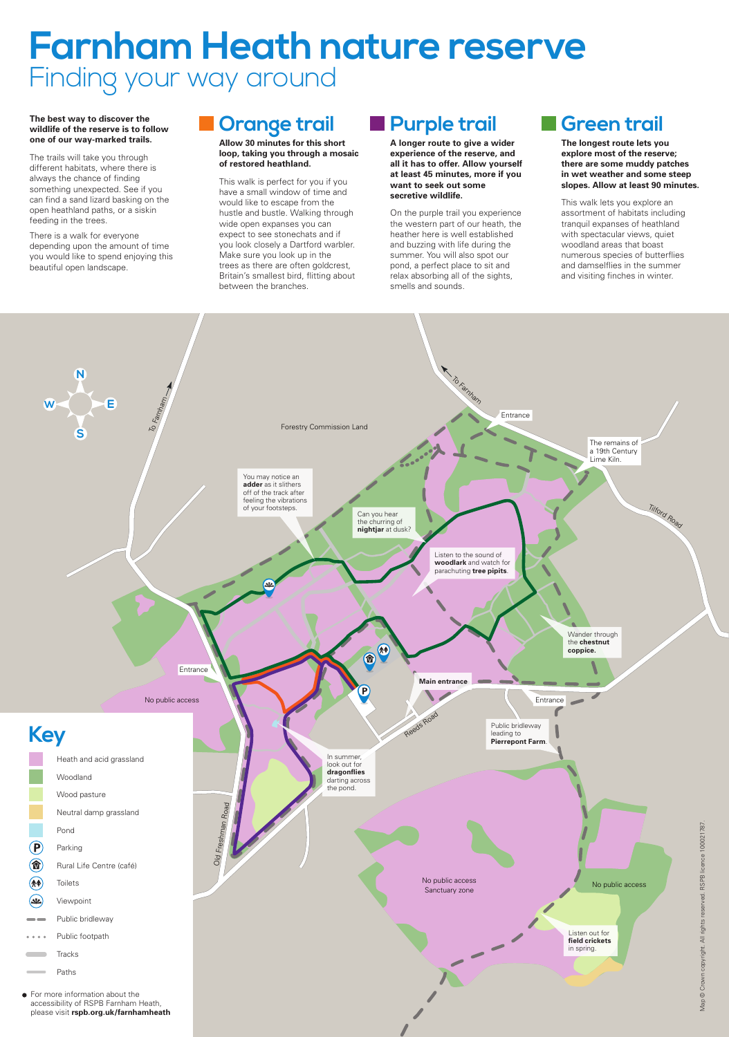# Farnham Heath nature reserve

## Finding your way around

**The best way to discover the wildlife of the reserve is to follow one of our way-marked trails.**

The trails will take you through different habitats, where there is always the chance of finding something unexpected. See if you can find a sand lizard basking on the open heathland paths, or a siskin feeding in the trees.

There is a walk for everyone depending upon the amount of time you would like to spend enjoying this beautiful open landscape.

## Orange trail

**Allow 30 minutes for this short loop, taking you through a mosaic of restored heathland.**

This walk is perfect for you if you have a small window of time and would like to escape from the hustle and bustle. Walking through wide open expanses you can expect to see stonechats and if you look closely a Dartford warbler. Make sure you look up in the trees as there are often goldcrest, Britain's smallest bird, flitting about between the branches.

## Purple trail

**A longer route to give a wider experience of the reserve, and all it has to offer. Allow yourself at least 45 minutes, more if you want to seek out some secretive wildlife.**

On the purple trail you experience the western part of our heath, the heather here is well established and buzzing with life during the summer. You will also spot our pond, a perfect place to sit and relax absorbing all of the sights, smells and sounds.

## Green trail

**The longest route lets you explore most of the reserve; there are some muddy patches in wet weather and some steep slopes. Allow at least 90 minutes.**

This walk lets you explore an assortment of habitats including tranquil expanses of heathland with spectacular views, quiet woodland areas that boast numerous species of butterflies and damselflies in the summer and visiting finches in winter.

N
W
E
S

To Farnham
To Farnham
Forestry Commission Land
Entrance
The remains of a 19th Century Lime Kiln.
Tilford Road
You may notice an **adder** as it slithers off of the track after feeling the vibrations of your footsteps.
Can you hear the churring of **nightjar** at dusk?
Listen to the sound of **woodlark** and watch for parachuting **tree pipits**.
Wander through the **chestnut coppice.**
Entrance
No public access
Main entrance
Entrance
Reeds Road
Public bridleway leading to **Pierrepont Farm**.
In summer, look out for **dragonflies** darting across the pond.
Old Frensham Road
No public access
Sanctuary zone
No public access
Listen out for **field crickets** in spring.

## Key

- Heath and acid grassland
- Woodland
- Wood pasture
- Neutral damp grassland
- Pond
- Parking
- Rural Life Centre (café)
- Toilets
- Viewpoint
- Public bridleway
- Public footpath
- Tracks
- Paths

For more information about the accessibility of RSPB Farnham Heath, please visit **rspb.org.uk/farnhamheath**

Map © Crown copyright. All rights reserved. RSPB licence 100021787.